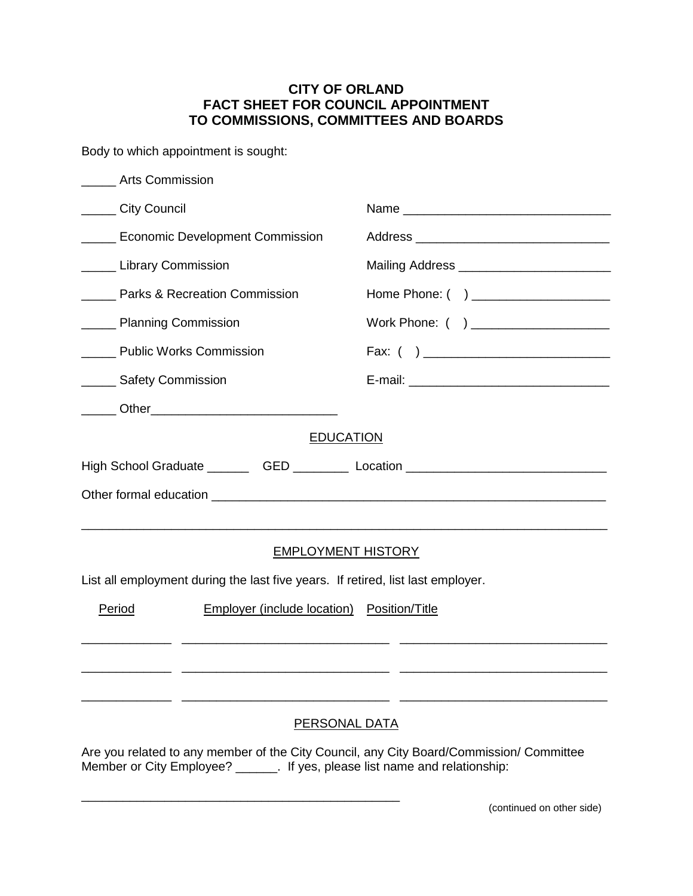# CITY OF ORLAND
# FACT SHEET FOR COUNCIL APPOINTMENT TO COMMISSIONS, COMMITTEES AND BOARDS

Body to which appointment is sought:

_____ Arts Commission

_____ City Council

_____ Economic Development Commission

_____ Library Commission

_____ Parks & Recreation Commission

_____ Planning Commission

_____ Public Works Commission

_____ Safety Commission

_____ Other___________________________

Name ______________________________

Address ____________________________

Mailing Address ______________________

Home Phone: (    ) ____________________

Work Phone: (    ) ____________________

Fax: (    ) ___________________________

E-mail: _____________________________

## EDUCATION

High School Graduate ______   GED ________  Location _____________________________

Other formal education ___________________________________________________________

_____________________________________________________________________________

## EMPLOYMENT HISTORY

List all employment during the last five years. If retired, list last employer.

| Period | Employer (include location) | Position/Title |
| --- | --- | --- |
| _____________ | ______________________________ | ______________________________ |
| _____________ | ______________________________ | ______________________________ |
| _____________ | ______________________________ | ______________________________ |

## PERSONAL DATA

Are you related to any member of the City Council, any City Board/Commission/ Committee Member or City Employee? ______. If yes, please list name and relationship:

_______________________________________________

(continued on other side)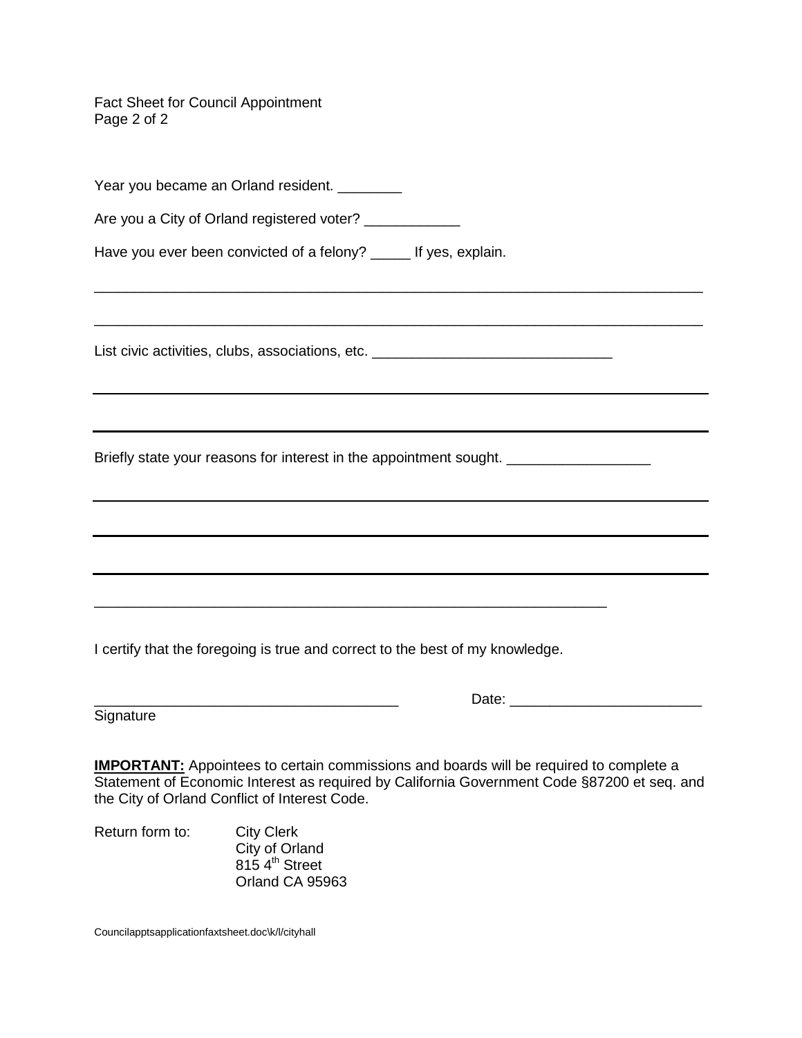Fact Sheet for Council Appointment

Year you became an Orland resident. ________

Are you a City of Orland registered voter? ____________

Have you ever been convicted of a felony? _____ If yes, explain.

________________________________________________________________________________

________________________________________________________________________________

List civic activities, clubs, associations, etc. ______________________________

________________________________________________________________________________

________________________________________________________________________________

Briefly state your reasons for interest in the appointment sought. __________________

________________________________________________________________________________

________________________________________________________________________________

________________________________________________________________________________

__________________________________________________________________

I certify that the foregoing is true and correct to the best of my knowledge.

_____________________________________ Date: ________________________

Signature

**IMPORTANT:** Appointees to certain commissions and boards will be required to complete a Statement of Economic Interest as required by California Government Code §87200 et seq. and the City of Orland Conflict of Interest Code.

Return form to: City Clerk
City of Orland
815 4th Street
Orland CA 95963

Councilapptsapplicationfaxtsheet.doc\k/l/cityhall